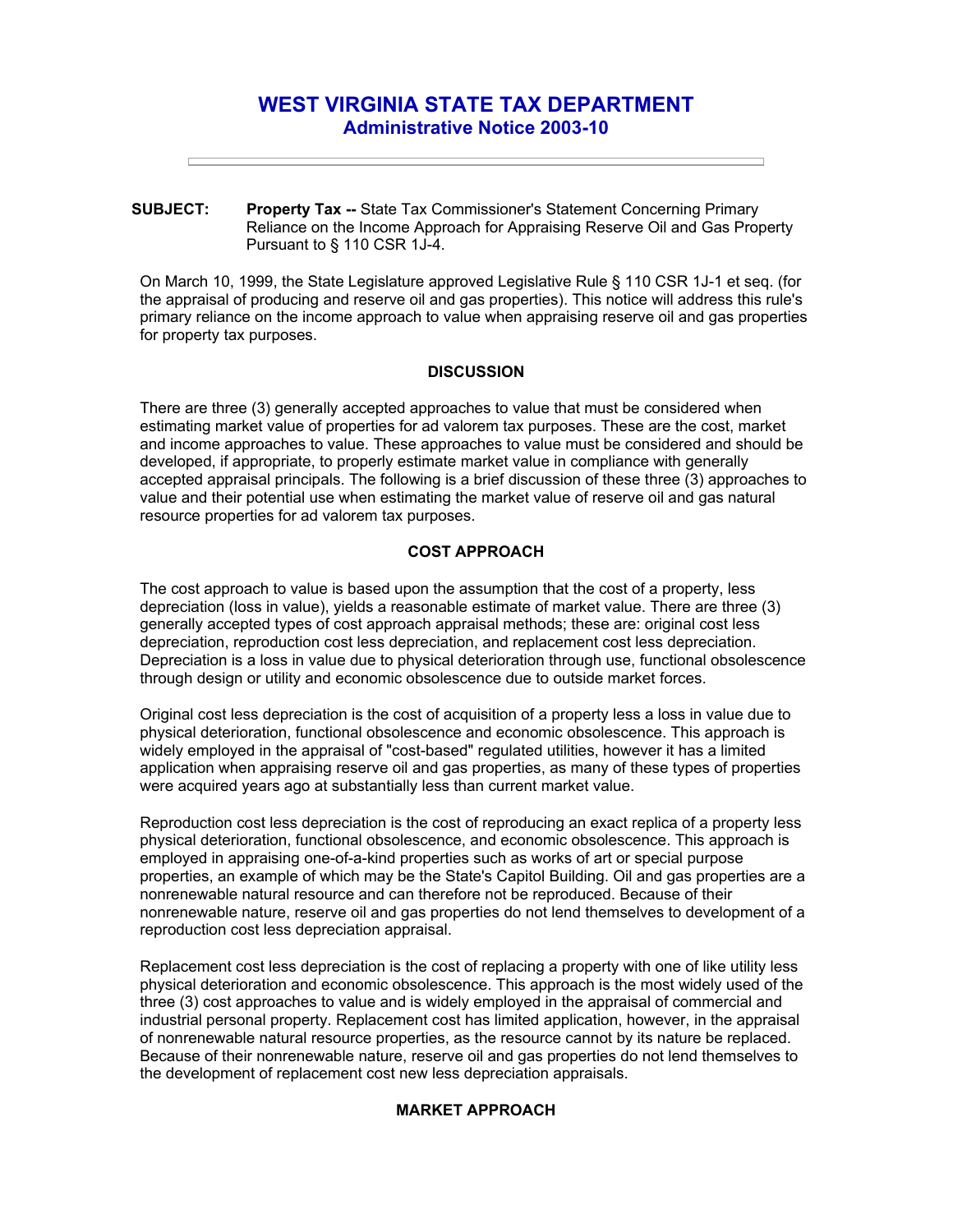# WEST VIRGINIA STATE TAX DEPARTMENT
## Administrative Notice 2003-10

---

**SUBJECT:** **Property Tax --** State Tax Commissioner's Statement Concerning Primary Reliance on the Income Approach for Appraising Reserve Oil and Gas Property Pursuant to § 110 CSR 1J-4.

On March 10, 1999, the State Legislature approved Legislative Rule § 110 CSR 1J-1 et seq. (for the appraisal of producing and reserve oil and gas properties). This notice will address this rule's primary reliance on the income approach to value when appraising reserve oil and gas properties for property tax purposes.

### DISCUSSION

There are three (3) generally accepted approaches to value that must be considered when estimating market value of properties for ad valorem tax purposes. These are the cost, market and income approaches to value. These approaches to value must be considered and should be developed, if appropriate, to properly estimate market value in compliance with generally accepted appraisal principals. The following is a brief discussion of these three (3) approaches to value and their potential use when estimating the market value of reserve oil and gas natural resource properties for ad valorem tax purposes.

### COST APPROACH

The cost approach to value is based upon the assumption that the cost of a property, less depreciation (loss in value), yields a reasonable estimate of market value. There are three (3) generally accepted types of cost approach appraisal methods; these are: original cost less depreciation, reproduction cost less depreciation, and replacement cost less depreciation. Depreciation is a loss in value due to physical deterioration through use, functional obsolescence through design or utility and economic obsolescence due to outside market forces.

Original cost less depreciation is the cost of acquisition of a property less a loss in value due to physical deterioration, functional obsolescence and economic obsolescence. This approach is widely employed in the appraisal of "cost-based" regulated utilities, however it has a limited application when appraising reserve oil and gas properties, as many of these types of properties were acquired years ago at substantially less than current market value.

Reproduction cost less depreciation is the cost of reproducing an exact replica of a property less physical deterioration, functional obsolescence, and economic obsolescence. This approach is employed in appraising one-of-a-kind properties such as works of art or special purpose properties, an example of which may be the State's Capitol Building. Oil and gas properties are a nonrenewable natural resource and can therefore not be reproduced. Because of their nonrenewable nature, reserve oil and gas properties do not lend themselves to development of a reproduction cost less depreciation appraisal.

Replacement cost less depreciation is the cost of replacing a property with one of like utility less physical deterioration and economic obsolescence. This approach is the most widely used of the three (3) cost approaches to value and is widely employed in the appraisal of commercial and industrial personal property. Replacement cost has limited application, however, in the appraisal of nonrenewable natural resource properties, as the resource cannot by its nature be replaced. Because of their nonrenewable nature, reserve oil and gas properties do not lend themselves to the development of replacement cost new less depreciation appraisals.

### MARKET APPROACH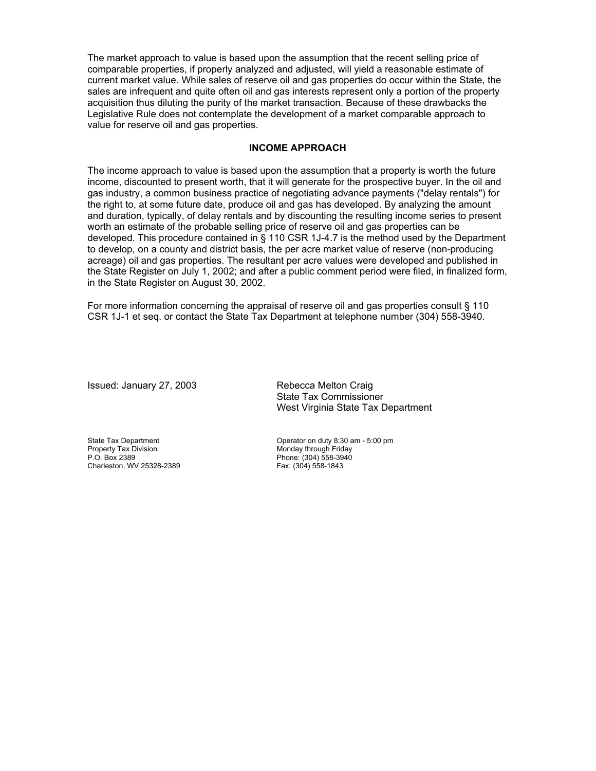The market approach to value is based upon the assumption that the recent selling price of comparable properties, if properly analyzed and adjusted, will yield a reasonable estimate of current market value. While sales of reserve oil and gas properties do occur within the State, the sales are infrequent and quite often oil and gas interests represent only a portion of the property acquisition thus diluting the purity of the market transaction. Because of these drawbacks the Legislative Rule does not contemplate the development of a market comparable approach to value for reserve oil and gas properties.

## INCOME APPROACH

The income approach to value is based upon the assumption that a property is worth the future income, discounted to present worth, that it will generate for the prospective buyer. In the oil and gas industry, a common business practice of negotiating advance payments ("delay rentals") for the right to, at some future date, produce oil and gas has developed. By analyzing the amount and duration, typically, of delay rentals and by discounting the resulting income series to present worth an estimate of the probable selling price of reserve oil and gas properties can be developed. This procedure contained in § 110 CSR 1J-4.7 is the method used by the Department to develop, on a county and district basis, the per acre market value of reserve (non-producing acreage) oil and gas properties. The resultant per acre values were developed and published in the State Register on July 1, 2002; and after a public comment period were filed, in finalized form, in the State Register on August 30, 2002.

For more information concerning the appraisal of reserve oil and gas properties consult § 110 CSR 1J-1 et seq. or contact the State Tax Department at telephone number (304) 558-3940.

Issued: January 27, 2003

Rebecca Melton Craig
State Tax Commissioner
West Virginia State Tax Department

State Tax Department
Property Tax Division
P.O. Box 2389
Charleston, WV 25328-2389

Operator on duty 8:30 am - 5:00 pm
Monday through Friday
Phone: (304) 558-3940
Fax: (304) 558-1843